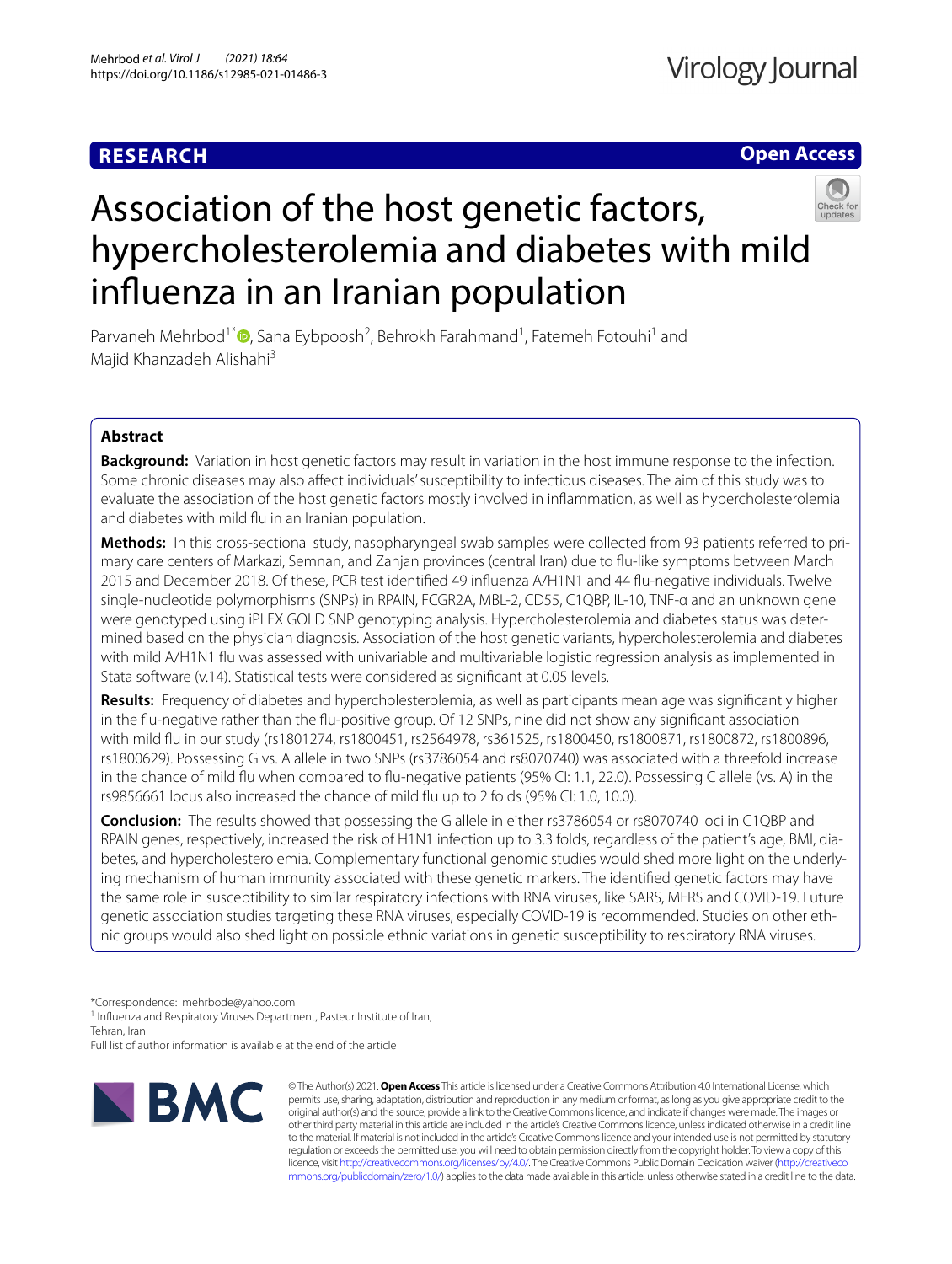**RESEARCH**

**Open Access**

# Association of the host genetic factors, hypercholesterolemia and diabetes with mild influenza in an Iranian population

Parvaneh Mehrbod[1*], Sana Eybpoosh[2], Behrokh Farahmand[1], Fatemeh Fotouhi[1] and Majid Khanzadeh Alishahi[3]

## Abstract

**Background:** Variation in host genetic factors may result in variation in the host immune response to the infection. Some chronic diseases may also affect individuals' susceptibility to infectious diseases. The aim of this study was to evaluate the association of the host genetic factors mostly involved in inflammation, as well as hypercholesterolemia and diabetes with mild flu in an Iranian population.

**Methods:** In this cross-sectional study, nasopharyngeal swab samples were collected from 93 patients referred to primary care centers of Markazi, Semnan, and Zanjan provinces (central Iran) due to flu-like symptoms between March 2015 and December 2018. Of these, PCR test identified 49 influenza A/H1N1 and 44 flu-negative individuals. Twelve single-nucleotide polymorphisms (SNPs) in RPAIN, FCGR2A, MBL-2, CD55, C1QBP, IL-10, TNF-α and an unknown gene were genotyped using iPLEX GOLD SNP genotyping analysis. Hypercholesterolemia and diabetes status was determined based on the physician diagnosis. Association of the host genetic variants, hypercholesterolemia and diabetes with mild A/H1N1 flu was assessed with univariable and multivariable logistic regression analysis as implemented in Stata software (v.14). Statistical tests were considered as significant at 0.05 levels.

**Results:** Frequency of diabetes and hypercholesterolemia, as well as participants mean age was significantly higher in the flu-negative rather than the flu-positive group. Of 12 SNPs, nine did not show any significant association with mild flu in our study (rs1801274, rs1800451, rs2564978, rs361525, rs1800450, rs1800871, rs1800872, rs1800896, rs1800629). Possessing G vs. A allele in two SNPs (rs3786054 and rs8070740) was associated with a threefold increase in the chance of mild flu when compared to flu-negative patients (95% CI: 1.1, 22.0). Possessing C allele (vs. A) in the rs9856661 locus also increased the chance of mild flu up to 2 folds (95% CI: 1.0, 10.0).

**Conclusion:** The results showed that possessing the G allele in either rs3786054 or rs8070740 loci in C1QBP and RPAIN genes, respectively, increased the risk of H1N1 infection up to 3.3 folds, regardless of the patient's age, BMI, diabetes, and hypercholesterolemia. Complementary functional genomic studies would shed more light on the underlying mechanism of human immunity associated with these genetic markers. The identified genetic factors may have the same role in susceptibility to similar respiratory infections with RNA viruses, like SARS, MERS and COVID-19. Future genetic association studies targeting these RNA viruses, especially COVID-19 is recommended. Studies on other ethnic groups would also shed light on possible ethnic variations in genetic susceptibility to respiratory RNA viruses.

*Correspondence: mehrbode@yahoo.com

[1] Influenza and Respiratory Viruses Department, Pasteur Institute of Iran, Tehran, Iran

Full list of author information is available at the end of the article

© The Author(s) 2021. **Open Access** This article is licensed under a Creative Commons Attribution 4.0 International License, which permits use, sharing, adaptation, distribution and reproduction in any medium or format, as long as you give appropriate credit to the original author(s) and the source, provide a link to the Creative Commons licence, and indicate if changes were made. The images or other third party material in this article are included in the article's Creative Commons licence, unless indicated otherwise in a credit line to the material. If material is not included in the article's Creative Commons licence and your intended use is not permitted by statutory regulation or exceeds the permitted use, you will need to obtain permission directly from the copyright holder. To view a copy of this licence, visit http://creativecommons.org/licenses/by/4.0/. The Creative Commons Public Domain Dedication waiver (http://creativecommons.org/publicdomain/zero/1.0/) applies to the data made available in this article, unless otherwise stated in a credit line to the data.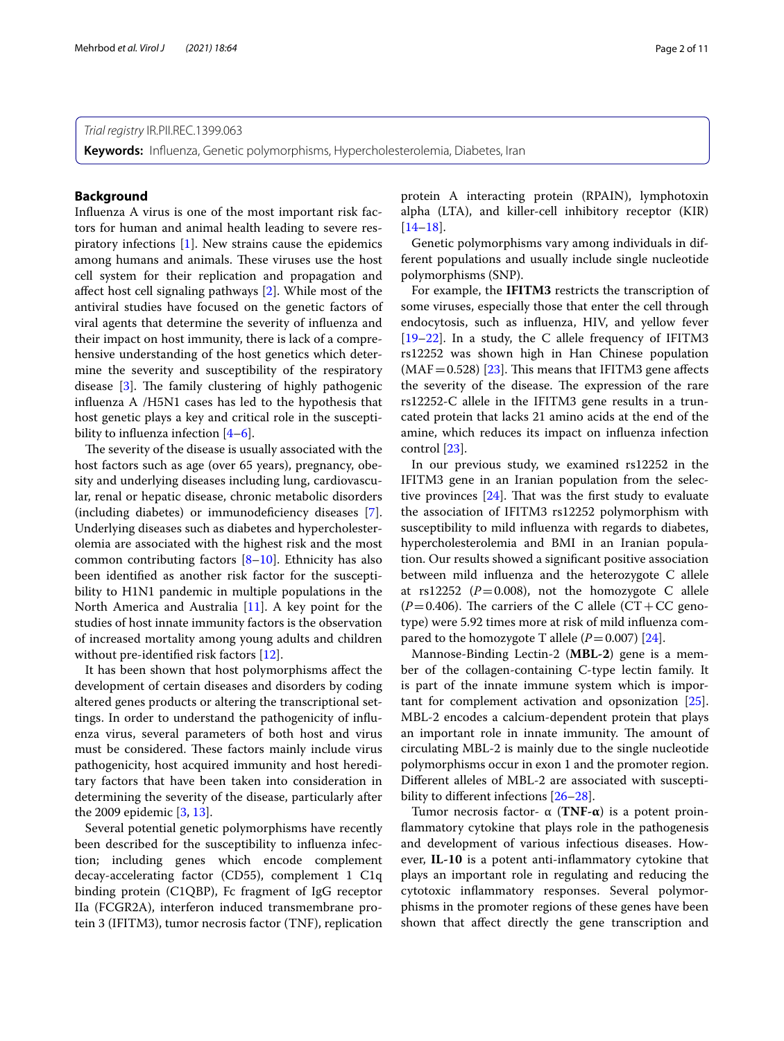*Trial registry* IR.PII.REC.1399.063

**Keywords:** Influenza, Genetic polymorphisms, Hypercholesterolemia, Diabetes, Iran

## Background

Influenza A virus is one of the most important risk factors for human and animal health leading to severe respiratory infections [1]. New strains cause the epidemics among humans and animals. These viruses use the host cell system for their replication and propagation and affect host cell signaling pathways [2]. While most of the antiviral studies have focused on the genetic factors of viral agents that determine the severity of influenza and their impact on host immunity, there is lack of a comprehensive understanding of the host genetics which determine the severity and susceptibility of the respiratory disease [3]. The family clustering of highly pathogenic influenza A /H5N1 cases has led to the hypothesis that host genetic plays a key and critical role in the susceptibility to influenza infection [4–6].

The severity of the disease is usually associated with the host factors such as age (over 65 years), pregnancy, obesity and underlying diseases including lung, cardiovascular, renal or hepatic disease, chronic metabolic disorders (including diabetes) or immunodeficiency diseases [7]. Underlying diseases such as diabetes and hypercholesterolemia are associated with the highest risk and the most common contributing factors [8–10]. Ethnicity has also been identified as another risk factor for the susceptibility to H1N1 pandemic in multiple populations in the North America and Australia [11]. A key point for the studies of host innate immunity factors is the observation of increased mortality among young adults and children without pre-identified risk factors [12].

It has been shown that host polymorphisms affect the development of certain diseases and disorders by coding altered genes products or altering the transcriptional settings. In order to understand the pathogenicity of influenza virus, several parameters of both host and virus must be considered. These factors mainly include virus pathogenicity, host acquired immunity and host hereditary factors that have been taken into consideration in determining the severity of the disease, particularly after the 2009 epidemic [3, 13].

Several potential genetic polymorphisms have recently been described for the susceptibility to influenza infection; including genes which encode complement decay-accelerating factor (CD55), complement 1 C1q binding protein (C1QBP), Fc fragment of IgG receptor IIa (FCGR2A), interferon induced transmembrane protein 3 (IFITM3), tumor necrosis factor (TNF), replication protein A interacting protein (RPAIN), lymphotoxin alpha (LTA), and killer-cell inhibitory receptor (KIR) [14–18].

Genetic polymorphisms vary among individuals in different populations and usually include single nucleotide polymorphisms (SNP).

For example, the **IFITM3** restricts the transcription of some viruses, especially those that enter the cell through endocytosis, such as influenza, HIV, and yellow fever [19–22]. In a study, the C allele frequency of IFITM3 rs12252 was shown high in Han Chinese population (MAF = 0.528) [23]. This means that IFITM3 gene affects the severity of the disease. The expression of the rare rs12252-C allele in the IFITM3 gene results in a truncated protein that lacks 21 amino acids at the end of the amine, which reduces its impact on influenza infection control [23].

In our previous study, we examined rs12252 in the IFITM3 gene in an Iranian population from the selective provinces [24]. That was the first study to evaluate the association of IFITM3 rs12252 polymorphism with susceptibility to mild influenza with regards to diabetes, hypercholesterolemia and BMI in an Iranian population. Our results showed a significant positive association between mild influenza and the heterozygote C allele at rs12252 ($P = 0.008$), not the homozygote C allele ($P = 0.406$). The carriers of the C allele (CT + CC genotype) were 5.92 times more at risk of mild influenza compared to the homozygote T allele ($P = 0.007$) [24].

Mannose-Binding Lectin-2 (**MBL-2**) gene is a member of the collagen-containing C-type lectin family. It is part of the innate immune system which is important for complement activation and opsonization [25]. MBL-2 encodes a calcium-dependent protein that plays an important role in innate immunity. The amount of circulating MBL-2 is mainly due to the single nucleotide polymorphisms occur in exon 1 and the promoter region. Different alleles of MBL-2 are associated with susceptibility to different infections [26–28].

Tumor necrosis factor- α (**TNF-α**) is a potent proinflammatory cytokine that plays role in the pathogenesis and development of various infectious diseases. However, **IL-10** is a potent anti-inflammatory cytokine that plays an important role in regulating and reducing the cytotoxic inflammatory responses. Several polymorphisms in the promoter regions of these genes have been shown that affect directly the gene transcription and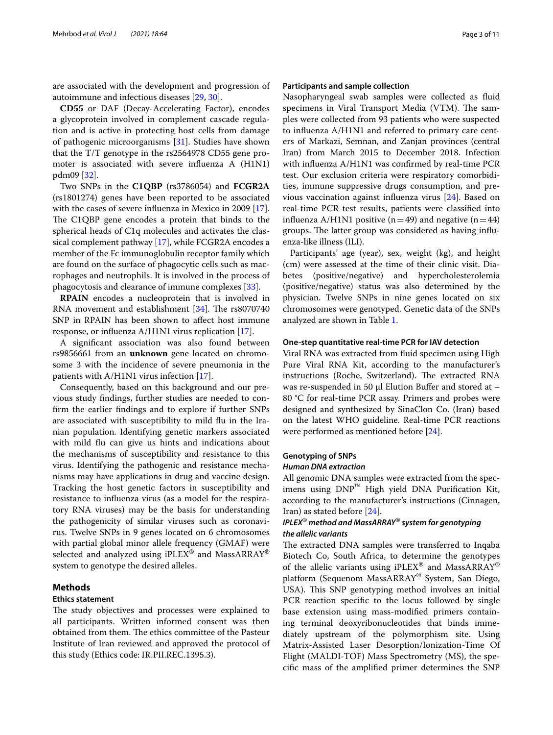are associated with the development and progression of autoimmune and infectious diseases [29, 30].

**CD55** or DAF (Decay-Accelerating Factor), encodes a glycoprotein involved in complement cascade regulation and is active in protecting host cells from damage of pathogenic microorganisms [31]. Studies have shown that the T/T genotype in the rs2564978 CD55 gene promoter is associated with severe influenza A (H1N1) pdm09 [32].

Two SNPs in the **C1QBP** (rs3786054) and **FCGR2A** (rs1801274) genes have been reported to be associated with the cases of severe influenza in Mexico in 2009 [17]. The C1QBP gene encodes a protein that binds to the spherical heads of C1q molecules and activates the classical complement pathway [17], while FCGR2A encodes a member of the Fc immunoglobulin receptor family which are found on the surface of phagocytic cells such as macrophages and neutrophils. It is involved in the process of phagocytosis and clearance of immune complexes [33].

**RPAIN** encodes a nucleoprotein that is involved in RNA movement and establishment [34]. The rs8070740 SNP in RPAIN has been shown to affect host immune response, or influenza A/H1N1 virus replication [17].

A significant association was also found between rs9856661 from an **unknown** gene located on chromosome 3 with the incidence of severe pneumonia in the patients with A/H1N1 virus infection [17].

Consequently, based on this background and our previous study findings, further studies are needed to confirm the earlier findings and to explore if further SNPs are associated with susceptibility to mild flu in the Iranian population. Identifying genetic markers associated with mild flu can give us hints and indications about the mechanisms of susceptibility and resistance to this virus. Identifying the pathogenic and resistance mechanisms may have applications in drug and vaccine design. Tracking the host genetic factors in susceptibility and resistance to influenza virus (as a model for the respiratory RNA viruses) may be the basis for understanding the pathogenicity of similar viruses such as coronavirus. Twelve SNPs in 9 genes located on 6 chromosomes with partial global minor allele frequency (GMAF) were selected and analyzed using iPLEX® and MassARRAY® system to genotype the desired alleles.

## Methods

### Ethics statement

The study objectives and processes were explained to all participants. Written informed consent was then obtained from them. The ethics committee of the Pasteur Institute of Iran reviewed and approved the protocol of this study (Ethics code: IR.PII.REC.1395.3).

### Participants and sample collection

Nasopharyngeal swab samples were collected as fluid specimens in Viral Transport Media (VTM). The samples were collected from 93 patients who were suspected to influenza A/H1N1 and referred to primary care centers of Markazi, Semnan, and Zanjan provinces (central Iran) from March 2015 to December 2018. Infection with influenza A/H1N1 was confirmed by real-time PCR test. Our exclusion criteria were respiratory comorbidities, immune suppressive drugs consumption, and previous vaccination against influenza virus [24]. Based on real-time PCR test results, patients were classified into influenza A/H1N1 positive (n = 49) and negative (n = 44) groups. The latter group was considered as having influenza-like illness (ILI).

Participants' age (year), sex, weight (kg), and height (cm) were assessed at the time of their clinic visit. Diabetes (positive/negative) and hypercholesterolemia (positive/negative) status was also determined by the physician. Twelve SNPs in nine genes located on six chromosomes were genotyped. Genetic data of the SNPs analyzed are shown in Table 1.

### One-step quantitative real-time PCR for IAV detection

Viral RNA was extracted from fluid specimen using High Pure Viral RNA Kit, according to the manufacturer's instructions (Roche, Switzerland). The extracted RNA was re-suspended in 50 µl Elution Buffer and stored at − 80 °C for real-time PCR assay. Primers and probes were designed and synthesized by SinaClon Co. (Iran) based on the latest WHO guideline. Real-time PCR reactions were performed as mentioned before [24].

### Genotyping of SNPs

#### *Human DNA extraction*

All genomic DNA samples were extracted from the specimens using DNP™ High yield DNA Purification Kit, according to the manufacturer's instructions (Cinnagen, Iran) as stated before [24].

#### *IPLEX® method and MassARRAY® system for genotyping the allelic variants*

The extracted DNA samples were transferred to Inqaba Biotech Co, South Africa, to determine the genotypes of the allelic variants using iPLEX® and MassARRAY® platform (Sequenom MassARRAY® System, San Diego, USA). This SNP genotyping method involves an initial PCR reaction specific to the locus followed by single base extension using mass-modified primers containing terminal deoxyribonucleotides that binds immediately upstream of the polymorphism site. Using Matrix-Assisted Laser Desorption/Ionization-Time Of Flight (MALDI-TOF) Mass Spectrometry (MS), the specific mass of the amplified primer determines the SNP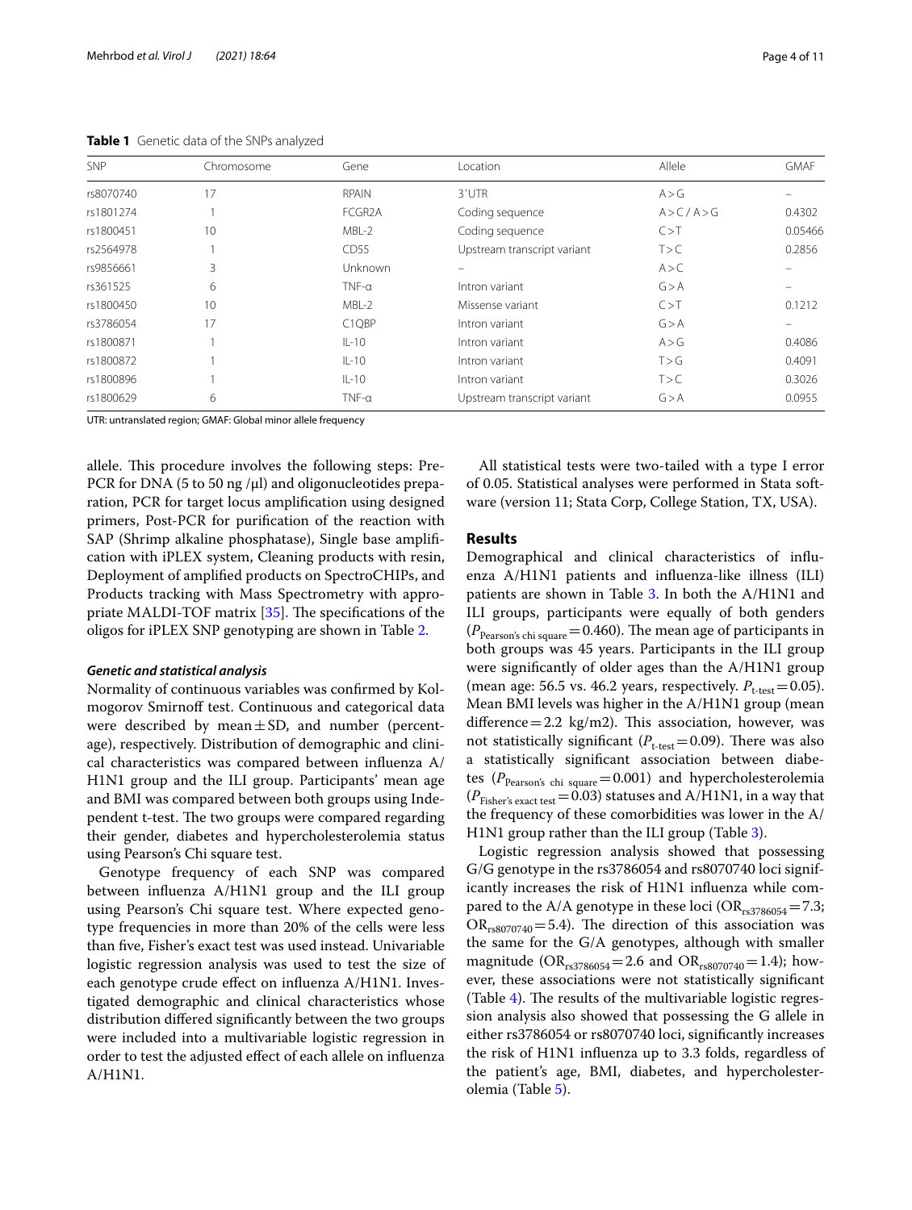**Table 1** Genetic data of the SNPs analyzed

| SNP | Chromosome | Gene | Location | Allele | GMAF |
|---|---|---|---|---|---|
| rs8070740 | 17 | RPAIN | 3'UTR | A > G | – |
| rs1801274 | 1 | FCGR2A | Coding sequence | A > C / A > G | 0.4302 |
| rs1800451 | 10 | MBL-2 | Coding sequence | C > T | 0.05466 |
| rs2564978 | 1 | CD55 | Upstream transcript variant | T > C | 0.2856 |
| rs9856661 | 3 | Unknown | – | A > C | – |
| rs361525 | 6 | TNF-α | Intron variant | G > A | – |
| rs1800450 | 10 | MBL-2 | Missense variant | C > T | 0.1212 |
| rs3786054 | 17 | C1QBP | Intron variant | G > A | – |
| rs1800871 | 1 | IL-10 | Intron variant | A > G | 0.4086 |
| rs1800872 | 1 | IL-10 | Intron variant | T > G | 0.4091 |
| rs1800896 | 1 | IL-10 | Intron variant | T > C | 0.3026 |
| rs1800629 | 6 | TNF-α | Upstream transcript variant | G > A | 0.0955 |

UTR: untranslated region; GMAF: Global minor allele frequency

allele. This procedure involves the following steps: Pre-PCR for DNA (5 to 50 ng /μl) and oligonucleotides preparation, PCR for target locus amplification using designed primers, Post-PCR for purification of the reaction with SAP (Shrimp alkaline phosphatase), Single base amplification with iPLEX system, Cleaning products with resin, Deployment of amplified products on SpectroCHIPs, and Products tracking with Mass Spectrometry with appropriate MALDI-TOF matrix [35]. The specifications of the oligos for iPLEX SNP genotyping are shown in Table 2.

### *Genetic and statistical analysis*

Normality of continuous variables was confirmed by Kolmogorov Smirnoff test. Continuous and categorical data were described by mean ± SD, and number (percentage), respectively. Distribution of demographic and clinical characteristics was compared between influenza A/H1N1 group and the ILI group. Participants' mean age and BMI was compared between both groups using Independent t-test. The two groups were compared regarding their gender, diabetes and hypercholesterolemia status using Pearson's Chi square test.

Genotype frequency of each SNP was compared between influenza A/H1N1 group and the ILI group using Pearson's Chi square test. Where expected genotype frequencies in more than 20% of the cells were less than five, Fisher's exact test was used instead. Univariable logistic regression analysis was used to test the size of each genotype crude effect on influenza A/H1N1. Investigated demographic and clinical characteristics whose distribution differed significantly between the two groups were included into a multivariable logistic regression in order to test the adjusted effect of each allele on influenza A/H1N1.

All statistical tests were two-tailed with a type I error of 0.05. Statistical analyses were performed in Stata software (version 11; Stata Corp, College Station, TX, USA).

## Results

Demographical and clinical characteristics of influenza A/H1N1 patients and influenza-like illness (ILI) patients are shown in Table 3. In both the A/H1N1 and ILI groups, participants were equally of both genders ($P_{\text{Pearson's chi square}} = 0.460$). The mean age of participants in both groups was 45 years. Participants in the ILI group were significantly of older ages than the A/H1N1 group (mean age: 56.5 vs. 46.2 years, respectively. $P_{\text{t-test}} = 0.05$). Mean BMI levels was higher in the A/H1N1 group (mean difference = 2.2 kg/m2). This association, however, was not statistically significant ($P_{\text{t-test}} = 0.09$). There was also a statistically significant association between diabetes ($P_{\text{Pearson's chi square}} = 0.001$) and hypercholesterolemia ($P_{\text{Fisher's exact test}} = 0.03$) statuses and A/H1N1, in a way that the frequency of these comorbidities was lower in the A/H1N1 group rather than the ILI group (Table 3).

Logistic regression analysis showed that possessing G/G genotype in the rs3786054 and rs8070740 loci significantly increases the risk of H1N1 influenza while compared to the A/A genotype in these loci ($OR_{rs3786054} = 7.3$; $OR_{rs8070740} = 5.4$). The direction of this association was the same for the G/A genotypes, although with smaller magnitude ($OR_{rs3786054} = 2.6$ and $OR_{rs8070740} = 1.4$); however, these associations were not statistically significant (Table 4). The results of the multivariable logistic regression analysis also showed that possessing the G allele in either rs3786054 or rs8070740 loci, significantly increases the risk of H1N1 influenza up to 3.3 folds, regardless of the patient's age, BMI, diabetes, and hypercholesterolemia (Table 5).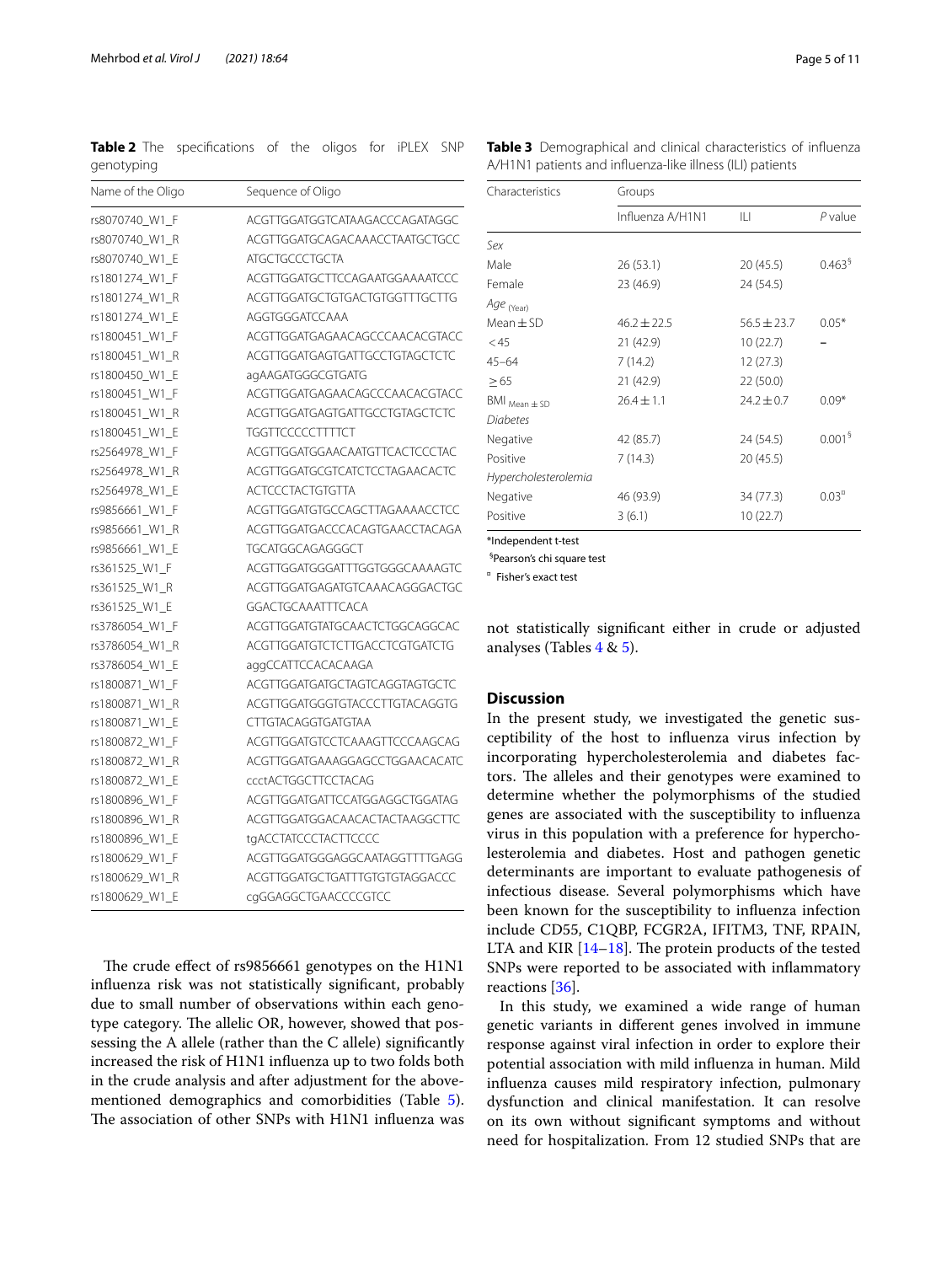**Table 2** The specifications of the oligos for iPLEX SNP genotyping

| Name of the Oligo | Sequence of Oligo |
|---|---|
| rs8070740_W1_F | ACGTTGGATGGTCATAAGACCCAGATAGGC |
| rs8070740_W1_R | ACGTTGGATGCAGACAAACCTAATGCTGCC |
| rs8070740_W1_E | ATGCTGCCCTGCTA |
| rs1801274_W1_F | ACGTTGGATGCTTCCAGAATGGAAAATCCC |
| rs1801274_W1_R | ACGTTGGATGCTGTGACTGTGGTTTGCTTG |
| rs1801274_W1_E | AGGTGGGATCCAAA |
| rs1800451_W1_F | ACGTTGGATGAGAACAGCCCAACACGTACC |
| rs1800451_W1_R | ACGTTGGATGAGTGATTGCCTGTAGCTCTC |
| rs1800450_W1_E | agAAGATGGGCGTGATG |
| rs1800451_W1_F | ACGTTGGATGAGAACAGCCCAACACGTACC |
| rs1800451_W1_R | ACGTTGGATGAGTGATTGCCTGTAGCTCTC |
| rs1800451_W1_E | TGGTTCCCCCTTTTCT |
| rs2564978_W1_F | ACGTTGGATGGAACAATGTTCACTCCCTAC |
| rs2564978_W1_R | ACGTTGGATGCGTCATCTCCTAGAACACTC |
| rs2564978_W1_E | ACTCCCTACTGTGTTA |
| rs9856661_W1_F | ACGTTGGATGTGCCAGCTTAGAAAACCTCC |
| rs9856661_W1_R | ACGTTGGATGACCCACAGTGAACCTACAGA |
| rs9856661_W1_E | TGCATGGCAGAGGGCT |
| rs361525_W1_F | ACGTTGGATGGGATTTGGTGGGCAAAAGTC |
| rs361525_W1_R | ACGTTGGATGAGATGTCAAACAGGGACTGC |
| rs361525_W1_E | GGACTGCAAATTTCACA |
| rs3786054_W1_F | ACGTTGGATGTATGCAACTCTGGCAGGCAC |
| rs3786054_W1_R | ACGTTGGATGTCTCTTGACCTCGTGATCTG |
| rs3786054_W1_E | aggCCATTCCACACAAGA |
| rs1800871_W1_F | ACGTTGGATGATGCTAGTCAGGTAGTGCTC |
| rs1800871_W1_R | ACGTTGGATGGGTGTACCCTTGTACAGGTG |
| rs1800871_W1_E | CTTGTACAGGTGATGTAA |
| rs1800872_W1_F | ACGTTGGATGTCCTCAAAGTTCCCAAGCAG |
| rs1800872_W1_R | ACGTTGGATGAAAGGAGCCTGGAACACATC |
| rs1800872_W1_E | ccctACTGGCTTCCTACAG |
| rs1800896_W1_F | ACGTTGGATGATTCCATGGAGGCTGGATAG |
| rs1800896_W1_R | ACGTTGGATGGACAACACTACTAAGGCTTC |
| rs1800896_W1_E | tgACCTATCCCTACTTCCCC |
| rs1800629_W1_F | ACGTTGGATGGGAGGCAATAGGTTTTGAGG |
| rs1800629_W1_R | ACGTTGGATGCTGATTTGTGTGTAGGACCC |
| rs1800629_W1_E | cgGGAGGCTGAACCCCGTCC |

The crude effect of rs9856661 genotypes on the H1N1 influenza risk was not statistically significant, probably due to small number of observations within each genotype category. The allelic OR, however, showed that possessing the A allele (rather than the C allele) significantly increased the risk of H1N1 influenza up to two folds both in the crude analysis and after adjustment for the above-mentioned demographics and comorbidities (Table 5). The association of other SNPs with H1N1 influenza was not statistically significant either in crude or adjusted analyses (Tables 4 & 5).

**Table 3** Demographical and clinical characteristics of influenza A/H1N1 patients and influenza-like illness (ILI) patients

| Characteristics | Groups | | |
|---|---|---|---|
| | Influenza A/H1N1 | ILI | *P* value |
| *Sex* | | | |
| Male | 26 (53.1) | 20 (45.5) | 0.463[§] |
| Female | 23 (46.9) | 24 (54.5) | |
| *Age* (Year) | | | |
| Mean ± SD | 46.2 ± 22.5 | 56.5 ± 23.7 | 0.05* |
| < 45 | 21 (42.9) | 10 (22.7) | – |
| 45–64 | 7 (14.2) | 12 (27.3) | |
| ≥ 65 | 21 (42.9) | 22 (50.0) | |
| BMI Mean ± SD | 26.4 ± 1.1 | 24.2 ± 0.7 | 0.09* |
| *Diabetes* | | | |
| Negative | 42 (85.7) | 24 (54.5) | 0.001[§] |
| Positive | 7 (14.3) | 20 (45.5) | |
| *Hypercholesterolemia* | | | |
| Negative | 46 (93.9) | 34 (77.3) | 0.03[¤] |
| Positive | 3 (6.1) | 10 (22.7) | |

*Independent t-test

[§]Pearson's chi square test

[¤] Fisher's exact test

## Discussion

In the present study, we investigated the genetic susceptibility of the host to influenza virus infection by incorporating hypercholesterolemia and diabetes factors. The alleles and their genotypes were examined to determine whether the polymorphisms of the studied genes are associated with the susceptibility to influenza virus in this population with a preference for hypercholesterolemia and diabetes. Host and pathogen genetic determinants are important to evaluate pathogenesis of infectious disease. Several polymorphisms which have been known for the susceptibility to influenza infection include CD55, C1QBP, FCGR2A, IFITM3, TNF, RPAIN, LTA and KIR [14–18]. The protein products of the tested SNPs were reported to be associated with inflammatory reactions [36].

In this study, we examined a wide range of human genetic variants in different genes involved in immune response against viral infection in order to explore their potential association with mild influenza in human. Mild influenza causes mild respiratory infection, pulmonary dysfunction and clinical manifestation. It can resolve on its own without significant symptoms and without need for hospitalization. From 12 studied SNPs that are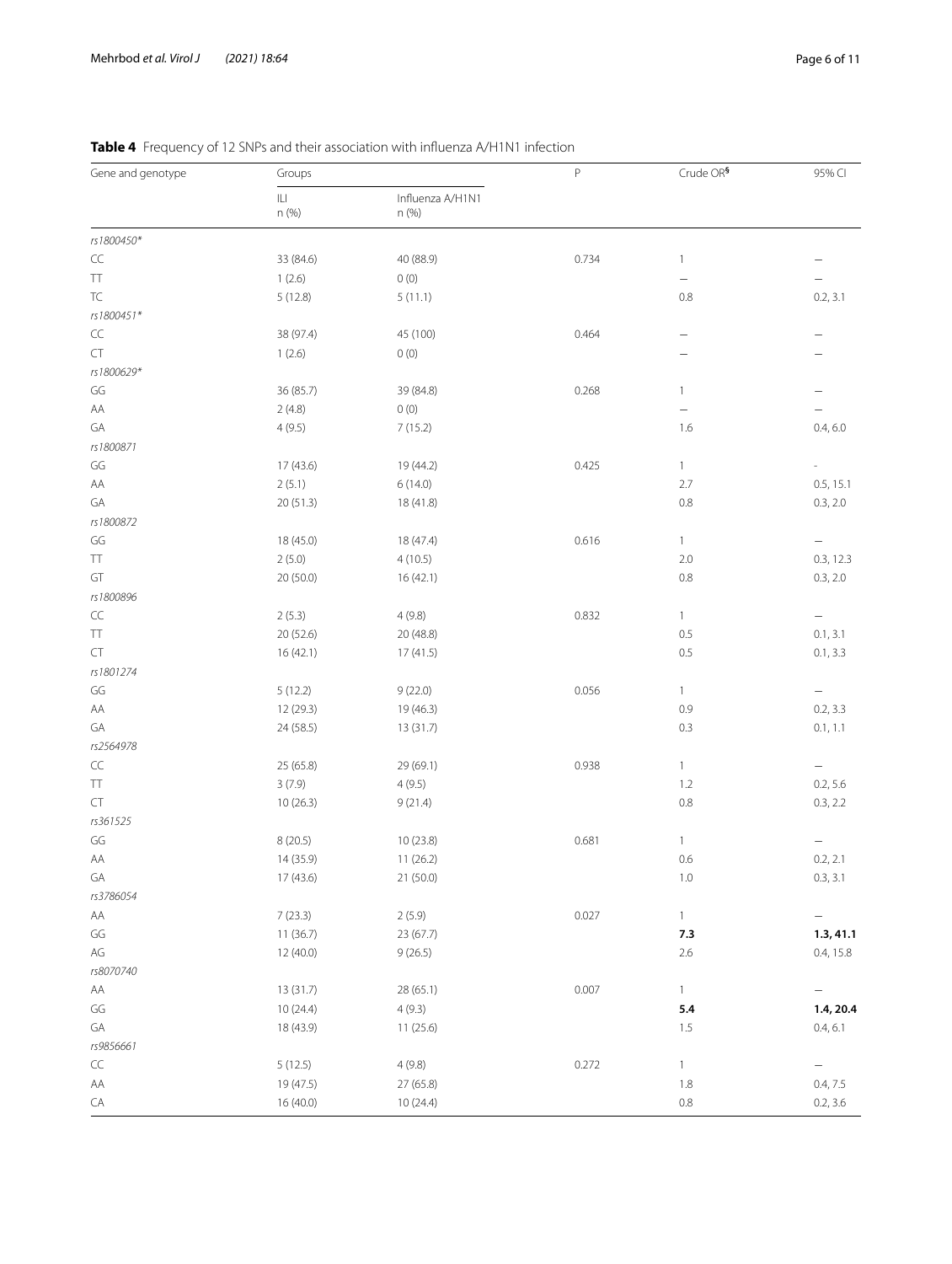**Table 4** Frequency of 12 SNPs and their association with influenza A/H1N1 infection

| Gene and genotype | Groups | | P | Crude OR§ | 95% CI |
|---|---|---|---|---|---|
| | ILI n (%) | Influenza A/H1N1 n (%) | | | |
| *rs1800450** | | | | | |
| CC | 33 (84.6) | 40 (88.9) | 0.734 | 1 | – |
| TT | 1 (2.6) | 0 (0) | | – | – |
| TC | 5 (12.8) | 5 (11.1) | | 0.8 | 0.2, 3.1 |
| *rs1800451** | | | | | |
| CC | 38 (97.4) | 45 (100) | 0.464 | – | – |
| CT | 1 (2.6) | 0 (0) | | – | – |
| *rs1800629** | | | | | |
| GG | 36 (85.7) | 39 (84.8) | 0.268 | 1 | – |
| AA | 2 (4.8) | 0 (0) | | – | – |
| GA | 4 (9.5) | 7 (15.2) | | 1.6 | 0.4, 6.0 |
| *rs1800871* | | | | | |
| GG | 17 (43.6) | 19 (44.2) | 0.425 | 1 | - |
| AA | 2 (5.1) | 6 (14.0) | | 2.7 | 0.5, 15.1 |
| GA | 20 (51.3) | 18 (41.8) | | 0.8 | 0.3, 2.0 |
| *rs1800872* | | | | | |
| GG | 18 (45.0) | 18 (47.4) | 0.616 | 1 | – |
| TT | 2 (5.0) | 4 (10.5) | | 2.0 | 0.3, 12.3 |
| GT | 20 (50.0) | 16 (42.1) | | 0.8 | 0.3, 2.0 |
| *rs1800896* | | | | | |
| CC | 2 (5.3) | 4 (9.8) | 0.832 | 1 | – |
| TT | 20 (52.6) | 20 (48.8) | | 0.5 | 0.1, 3.1 |
| CT | 16 (42.1) | 17 (41.5) | | 0.5 | 0.1, 3.3 |
| *rs1801274* | | | | | |
| GG | 5 (12.2) | 9 (22.0) | 0.056 | 1 | – |
| AA | 12 (29.3) | 19 (46.3) | | 0.9 | 0.2, 3.3 |
| GA | 24 (58.5) | 13 (31.7) | | 0.3 | 0.1, 1.1 |
| *rs2564978* | | | | | |
| CC | 25 (65.8) | 29 (69.1) | 0.938 | 1 | – |
| TT | 3 (7.9) | 4 (9.5) | | 1.2 | 0.2, 5.6 |
| CT | 10 (26.3) | 9 (21.4) | | 0.8 | 0.3, 2.2 |
| *rs361525* | | | | | |
| GG | 8 (20.5) | 10 (23.8) | 0.681 | 1 | – |
| AA | 14 (35.9) | 11 (26.2) | | 0.6 | 0.2, 2.1 |
| GA | 17 (43.6) | 21 (50.0) | | 1.0 | 0.3, 3.1 |
| *rs3786054* | | | | | |
| AA | 7 (23.3) | 2 (5.9) | 0.027 | 1 | – |
| GG | 11 (36.7) | 23 (67.7) | | **7.3** | **1.3, 41.1** |
| AG | 12 (40.0) | 9 (26.5) | | 2.6 | 0.4, 15.8 |
| *rs8070740* | | | | | |
| AA | 13 (31.7) | 28 (65.1) | 0.007 | 1 | – |
| GG | 10 (24.4) | 4 (9.3) | | **5.4** | **1.4, 20.4** |
| GA | 18 (43.9) | 11 (25.6) | | 1.5 | 0.4, 6.1 |
| *rs9856661* | | | | | |
| CC | 5 (12.5) | 4 (9.8) | 0.272 | 1 | – |
| AA | 19 (47.5) | 27 (65.8) | | 1.8 | 0.4, 7.5 |
| CA | 16 (40.0) | 10 (24.4) | | 0.8 | 0.2, 3.6 |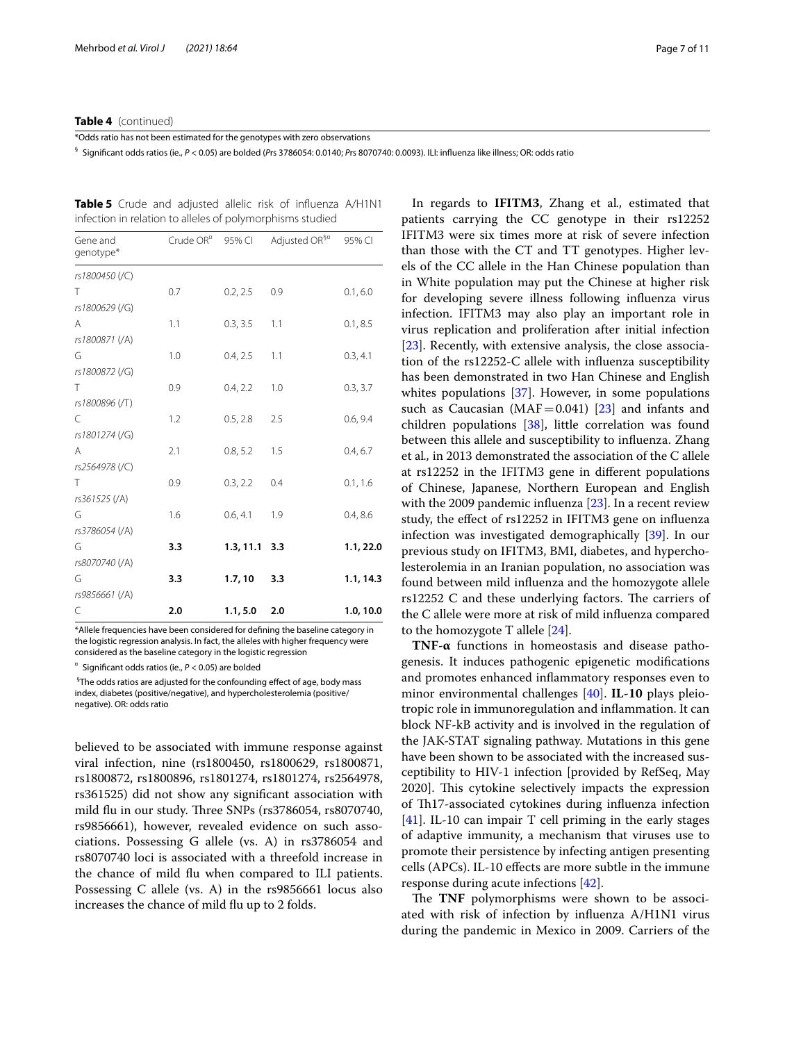**Table 4** (continued)

*Odds ratio has not been estimated for the genotypes with zero observations

§ Significant odds ratios (ie., *P* < 0.05) are bolded (*P*rs 3786054: 0.0140; *P*rs 8070740: 0.0093). ILI: influenza like illness; OR: odds ratio

**Table 5** Crude and adjusted allelic risk of influenza A/H1N1 infection in relation to alleles of polymorphisms studied

| Gene and genotype* | Crude OR¤ | 95% CI | Adjusted OR§¤ | 95% CI |
|---|---|---|---|---|
| *rs1800450 (/C)* | | | | |
| T | 0.7 | 0.2, 2.5 | 0.9 | 0.1, 6.0 |
| *rs1800629 (/G)* | | | | |
| A | 1.1 | 0.3, 3.5 | 1.1 | 0.1, 8.5 |
| *rs1800871 (/A)* | | | | |
| G | 1.0 | 0.4, 2.5 | 1.1 | 0.3, 4.1 |
| *rs1800872 (/G)* | | | | |
| T | 0.9 | 0.4, 2.2 | 1.0 | 0.3, 3.7 |
| *rs1800896 (/T)* | | | | |
| C | 1.2 | 0.5, 2.8 | 2.5 | 0.6, 9.4 |
| *rs1801274 (/G)* | | | | |
| A | 2.1 | 0.8, 5.2 | 1.5 | 0.4, 6.7 |
| *rs2564978 (/C)* | | | | |
| T | 0.9 | 0.3, 2.2 | 0.4 | 0.1, 1.6 |
| *rs361525 (/A)* | | | | |
| G | 1.6 | 0.6, 4.1 | 1.9 | 0.4, 8.6 |
| *rs3786054 (/A)* | | | | |
| G | **3.3** | **1.3, 11.1** | **3.3** | **1.1, 22.0** |
| *rs8070740 (/A)* | | | | |
| G | **3.3** | **1.7, 10** | **3.3** | **1.1, 14.3** |
| *rs9856661 (/A)* | | | | |
| C | **2.0** | **1.1, 5.0** | **2.0** | **1.0, 10.0** |

*Allele frequencies have been considered for defining the baseline category in the logistic regression analysis. In fact, the alleles with higher frequency were considered as the baseline category in the logistic regression

¤ Significant odds ratios (ie., *P* < 0.05) are bolded

§The odds ratios are adjusted for the confounding effect of age, body mass index, diabetes (positive/negative), and hypercholesterolemia (positive/negative). OR: odds ratio

believed to be associated with immune response against viral infection, nine (rs1800450, rs1800629, rs1800871, rs1800872, rs1800896, rs1801274, rs1801274, rs2564978, rs361525) did not show any significant association with mild flu in our study. Three SNPs (rs3786054, rs8070740, rs9856661), however, revealed evidence on such associations. Possessing G allele (vs. A) in rs3786054 and rs8070740 loci is associated with a threefold increase in the chance of mild flu when compared to ILI patients. Possessing C allele (vs. A) in the rs9856661 locus also increases the chance of mild flu up to 2 folds.

In regards to **IFITM3**, Zhang et al., estimated that patients carrying the CC genotype in their rs12252 IFITM3 were six times more at risk of severe infection than those with the CT and TT genotypes. Higher levels of the CC allele in the Han Chinese population than in White population may put the Chinese at higher risk for developing severe illness following influenza virus infection. IFITM3 may also play an important role in virus replication and proliferation after initial infection [23]. Recently, with extensive analysis, the close association of the rs12252-C allele with influenza susceptibility has been demonstrated in two Han Chinese and English whites populations [37]. However, in some populations such as Caucasian (MAF = 0.041) [23] and infants and children populations [38], little correlation was found between this allele and susceptibility to influenza. Zhang et al., in 2013 demonstrated the association of the C allele at rs12252 in the IFITM3 gene in different populations of Chinese, Japanese, Northern European and English with the 2009 pandemic influenza [23]. In a recent review study, the effect of rs12252 in IFITM3 gene on influenza infection was investigated demographically [39]. In our previous study on IFITM3, BMI, diabetes, and hypercholesterolemia in an Iranian population, no association was found between mild influenza and the homozygote allele rs12252 C and these underlying factors. The carriers of the C allele were more at risk of mild influenza compared to the homozygote T allele [24].

**TNF-α** functions in homeostasis and disease pathogenesis. It induces pathogenic epigenetic modifications and promotes enhanced inflammatory responses even to minor environmental challenges [40]. **IL-10** plays pleiotropic role in immunoregulation and inflammation. It can block NF-kB activity and is involved in the regulation of the JAK-STAT signaling pathway. Mutations in this gene have been shown to be associated with the increased susceptibility to HIV-1 infection [provided by RefSeq, May 2020]. This cytokine selectively impacts the expression of Th17-associated cytokines during influenza infection [41]. IL-10 can impair T cell priming in the early stages of adaptive immunity, a mechanism that viruses use to promote their persistence by infecting antigen presenting cells (APCs). IL-10 effects are more subtle in the immune response during acute infections [42].

The **TNF** polymorphisms were shown to be associated with risk of infection by influenza A/H1N1 virus during the pandemic in Mexico in 2009. Carriers of the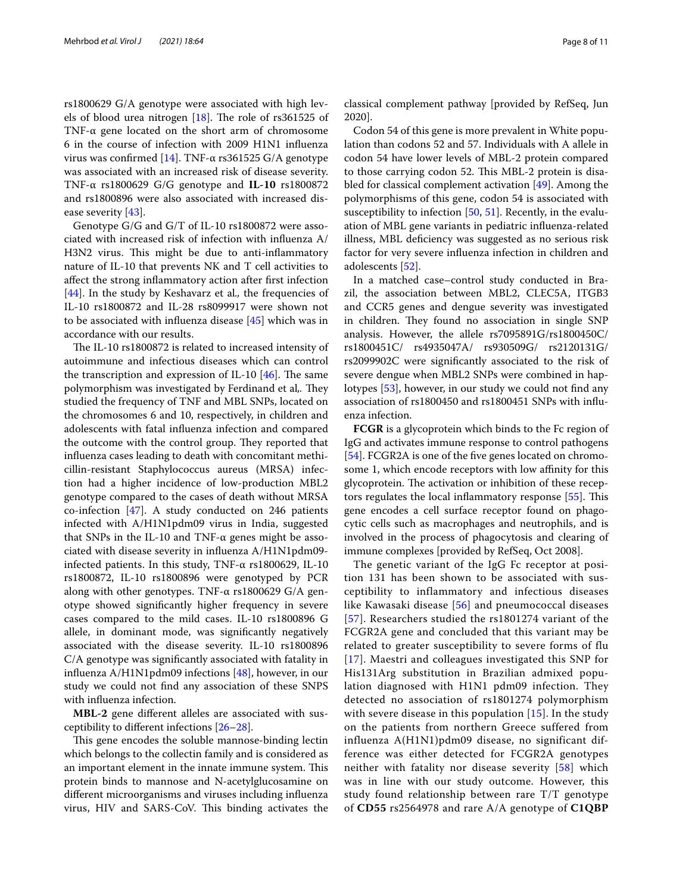rs1800629 G/A genotype were associated with high levels of blood urea nitrogen [18]. The role of rs361525 of TNF-α gene located on the short arm of chromosome 6 in the course of infection with 2009 H1N1 influenza virus was confirmed [14]. TNF-α rs361525 G/A genotype was associated with an increased risk of disease severity. TNF-α rs1800629 G/G genotype and **IL-10** rs1800872 and rs1800896 were also associated with increased disease severity [43].

Genotype G/G and G/T of IL-10 rs1800872 were associated with increased risk of infection with influenza A/H3N2 virus. This might be due to anti-inflammatory nature of IL-10 that prevents NK and T cell activities to affect the strong inflammatory action after first infection [44]. In the study by Keshavarz et al., the frequencies of IL-10 rs1800872 and IL-28 rs8099917 were shown not to be associated with influenza disease [45] which was in accordance with our results.

The IL-10 rs1800872 is related to increased intensity of autoimmune and infectious diseases which can control the transcription and expression of IL-10 [46]. The same polymorphism was investigated by Ferdinand et al,. They studied the frequency of TNF and MBL SNPs, located on the chromosomes 6 and 10, respectively, in children and adolescents with fatal influenza infection and compared the outcome with the control group. They reported that influenza cases leading to death with concomitant methicillin-resistant Staphylococcus aureus (MRSA) infection had a higher incidence of low-production MBL2 genotype compared to the cases of death without MRSA co-infection [47]. A study conducted on 246 patients infected with A/H1N1pdm09 virus in India, suggested that SNPs in the IL-10 and TNF-α genes might be associated with disease severity in influenza A/H1N1pdm09-infected patients. In this study, TNF-α rs1800629, IL-10 rs1800872, IL-10 rs1800896 were genotyped by PCR along with other genotypes. TNF-α rs1800629 G/A genotype showed significantly higher frequency in severe cases compared to the mild cases. IL-10 rs1800896 G allele, in dominant mode, was significantly negatively associated with the disease severity. IL-10 rs1800896 C/A genotype was significantly associated with fatality in influenza A/H1N1pdm09 infections [48], however, in our study we could not find any association of these SNPS with influenza infection.

**MBL-2** gene different alleles are associated with susceptibility to different infections [26–28].

This gene encodes the soluble mannose-binding lectin which belongs to the collectin family and is considered as an important element in the innate immune system. This protein binds to mannose and N-acetylglucosamine on different microorganisms and viruses including influenza virus, HIV and SARS-CoV. This binding activates the classical complement pathway [provided by RefSeq, Jun 2020].

Codon 54 of this gene is more prevalent in White population than codons 52 and 57. Individuals with A allele in codon 54 have lower levels of MBL-2 protein compared to those carrying codon 52. This MBL-2 protein is disabled for classical complement activation [49]. Among the polymorphisms of this gene, codon 54 is associated with susceptibility to infection [50, 51]. Recently, in the evaluation of MBL gene variants in pediatric influenza-related illness, MBL deficiency was suggested as no serious risk factor for very severe influenza infection in children and adolescents [52].

In a matched case–control study conducted in Brazil, the association between MBL2, CLEC5A, ITGB3 and CCR5 genes and dengue severity was investigated in children. They found no association in single SNP analysis. However, the allele rs7095891G/rs1800450C/ rs1800451C/ rs4935047A/ rs930509G/ rs2120131G/ rs2099902C were significantly associated to the risk of severe dengue when MBL2 SNPs were combined in haplotypes [53], however, in our study we could not find any association of rs1800450 and rs1800451 SNPs with influenza infection.

**FCGR** is a glycoprotein which binds to the Fc region of IgG and activates immune response to control pathogens [54]. FCGR2A is one of the five genes located on chromosome 1, which encode receptors with low affinity for this glycoprotein. The activation or inhibition of these receptors regulates the local inflammatory response [55]. This gene encodes a cell surface receptor found on phagocytic cells such as macrophages and neutrophils, and is involved in the process of phagocytosis and clearing of immune complexes [provided by RefSeq, Oct 2008].

The genetic variant of the IgG Fc receptor at position 131 has been shown to be associated with susceptibility to inflammatory and infectious diseases like Kawasaki disease [56] and pneumococcal diseases [57]. Researchers studied the rs1801274 variant of the FCGR2A gene and concluded that this variant may be related to greater susceptibility to severe forms of flu [17]. Maestri and colleagues investigated this SNP for His131Arg substitution in Brazilian admixed population diagnosed with H1N1 pdm09 infection. They detected no association of rs1801274 polymorphism with severe disease in this population [15]. In the study on the patients from northern Greece suffered from influenza A(H1N1)pdm09 disease, no significant difference was either detected for FCGR2A genotypes neither with fatality nor disease severity [58] which was in line with our study outcome. However, this study found relationship between rare T/T genotype of **CD55** rs2564978 and rare A/A genotype of **C1QBP**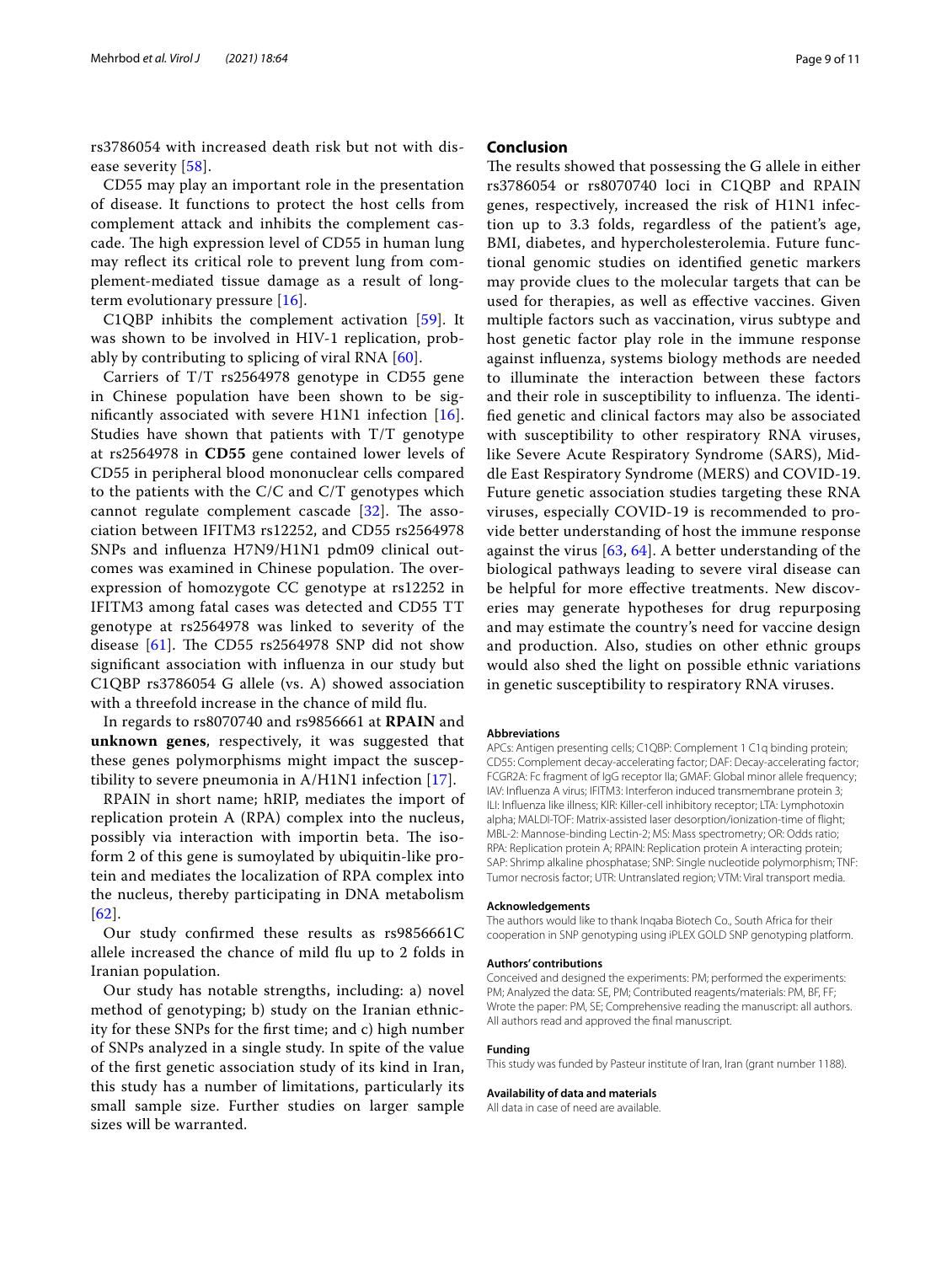rs3786054 with increased death risk but not with disease severity [58].

CD55 may play an important role in the presentation of disease. It functions to protect the host cells from complement attack and inhibits the complement cascade. The high expression level of CD55 in human lung may reflect its critical role to prevent lung from complement-mediated tissue damage as a result of long-term evolutionary pressure [16].

C1QBP inhibits the complement activation [59]. It was shown to be involved in HIV-1 replication, probably by contributing to splicing of viral RNA [60].

Carriers of T/T rs2564978 genotype in CD55 gene in Chinese population have been shown to be significantly associated with severe H1N1 infection [16]. Studies have shown that patients with T/T genotype at rs2564978 in **CD55** gene contained lower levels of CD55 in peripheral blood mononuclear cells compared to the patients with the C/C and C/T genotypes which cannot regulate complement cascade [32]. The association between IFITM3 rs12252, and CD55 rs2564978 SNPs and influenza H7N9/H1N1 pdm09 clinical outcomes was examined in Chinese population. The overexpression of homozygote CC genotype at rs12252 in IFITM3 among fatal cases was detected and CD55 TT genotype at rs2564978 was linked to severity of the disease [61]. The CD55 rs2564978 SNP did not show significant association with influenza in our study but C1QBP rs3786054 G allele (vs. A) showed association with a threefold increase in the chance of mild flu.

In regards to rs8070740 and rs9856661 at **RPAIN** and **unknown genes**, respectively, it was suggested that these genes polymorphisms might impact the susceptibility to severe pneumonia in A/H1N1 infection [17].

RPAIN in short name; hRIP, mediates the import of replication protein A (RPA) complex into the nucleus, possibly via interaction with importin beta. The isoform 2 of this gene is sumoylated by ubiquitin-like protein and mediates the localization of RPA complex into the nucleus, thereby participating in DNA metabolism [62].

Our study confirmed these results as rs9856661C allele increased the chance of mild flu up to 2 folds in Iranian population.

Our study has notable strengths, including: a) novel method of genotyping; b) study on the Iranian ethnicity for these SNPs for the first time; and c) high number of SNPs analyzed in a single study. In spite of the value of the first genetic association study of its kind in Iran, this study has a number of limitations, particularly its small sample size. Further studies on larger sample sizes will be warranted.

## Conclusion

The results showed that possessing the G allele in either rs3786054 or rs8070740 loci in C1QBP and RPAIN genes, respectively, increased the risk of H1N1 infection up to 3.3 folds, regardless of the patient's age, BMI, diabetes, and hypercholesterolemia. Future functional genomic studies on identified genetic markers may provide clues to the molecular targets that can be used for therapies, as well as effective vaccines. Given multiple factors such as vaccination, virus subtype and host genetic factor play role in the immune response against influenza, systems biology methods are needed to illuminate the interaction between these factors and their role in susceptibility to influenza. The identified genetic and clinical factors may also be associated with susceptibility to other respiratory RNA viruses, like Severe Acute Respiratory Syndrome (SARS), Middle East Respiratory Syndrome (MERS) and COVID-19. Future genetic association studies targeting these RNA viruses, especially COVID-19 is recommended to provide better understanding of host the immune response against the virus [63, 64]. A better understanding of the biological pathways leading to severe viral disease can be helpful for more effective treatments. New discoveries may generate hypotheses for drug repurposing and may estimate the country's need for vaccine design and production. Also, studies on other ethnic groups would also shed the light on possible ethnic variations in genetic susceptibility to respiratory RNA viruses.

#### Abbreviations

APCs: Antigen presenting cells; C1QBP: Complement 1 C1q binding protein; CD55: Complement decay-accelerating factor; DAF: Decay-accelerating factor; FCGR2A: Fc fragment of IgG receptor IIa; GMAF: Global minor allele frequency; IAV: Influenza A virus; IFITM3: Interferon induced transmembrane protein 3; ILI: Influenza like illness; KIR: Killer-cell inhibitory receptor; LTA: Lymphotoxin alpha; MALDI-TOF: Matrix-assisted laser desorption/ionization-time of flight; MBL-2: Mannose-binding Lectin-2; MS: Mass spectrometry; OR: Odds ratio; RPA: Replication protein A; RPAIN: Replication protein A interacting protein; SAP: Shrimp alkaline phosphatase; SNP: Single nucleotide polymorphism; TNF: Tumor necrosis factor; UTR: Untranslated region; VTM: Viral transport media.

#### Acknowledgements

The authors would like to thank Inqaba Biotech Co., South Africa for their cooperation in SNP genotyping using iPLEX GOLD SNP genotyping platform.

#### Authors' contributions

Conceived and designed the experiments: PM; performed the experiments: PM; Analyzed the data: SE, PM; Contributed reagents/materials: PM, BF, FF; Wrote the paper: PM, SE; Comprehensive reading the manuscript: all authors. All authors read and approved the final manuscript.

#### Funding

This study was funded by Pasteur institute of Iran, Iran (grant number 1188).

#### Availability of data and materials

All data in case of need are available.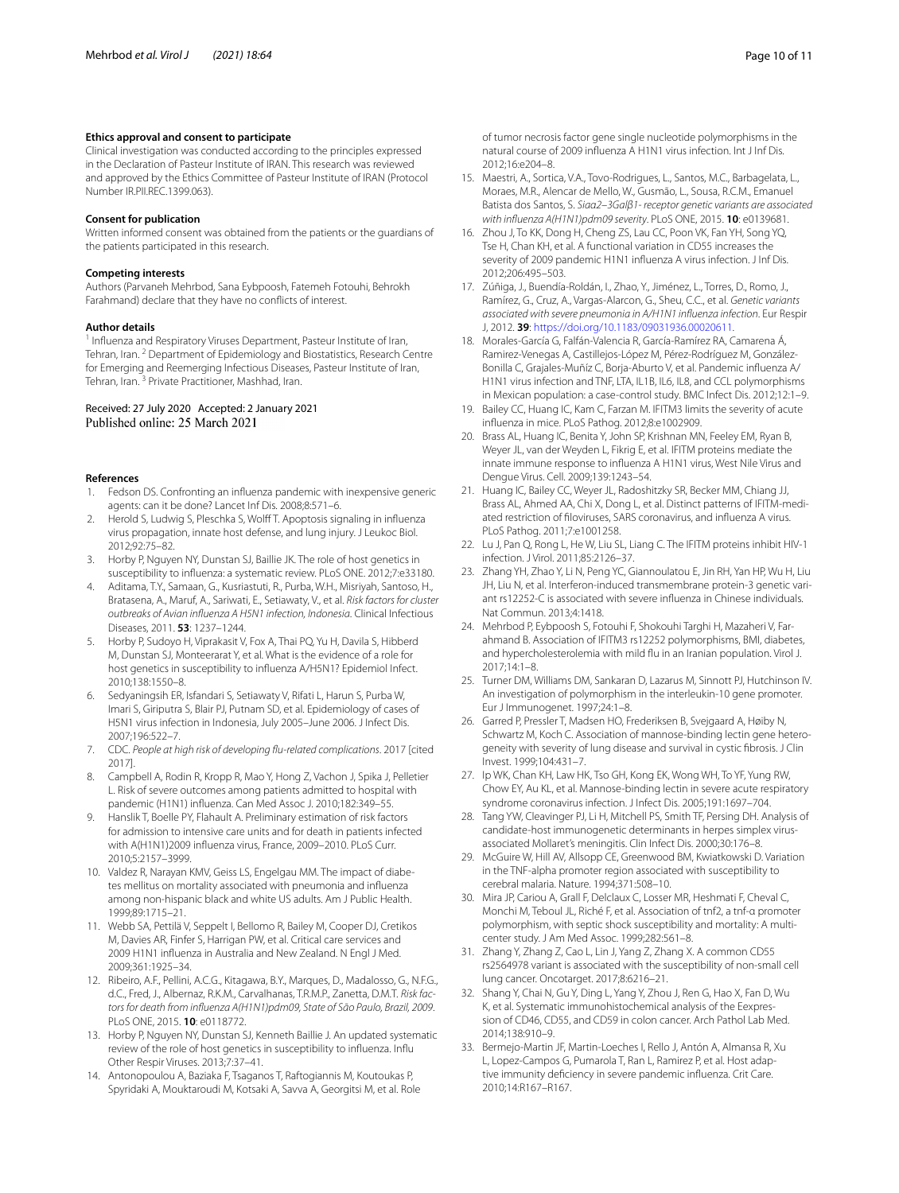### Ethics approval and consent to participate

Clinical investigation was conducted according to the principles expressed in the Declaration of Pasteur Institute of IRAN. This research was reviewed and approved by the Ethics Committee of Pasteur Institute of IRAN (Protocol Number IR.PII.REC.1399.063).

### Consent for publication

Written informed consent was obtained from the patients or the guardians of the patients participated in this research.

### Competing interests

Authors (Parvaneh Mehrbod, Sana Eybpoosh, Fatemeh Fotouhi, Behrokh Farahmand) declare that they have no conflicts of interest.

### Author details

[1] Influenza and Respiratory Viruses Department, Pasteur Institute of Iran, Tehran, Iran. [2] Department of Epidemiology and Biostatistics, Research Centre for Emerging and Reemerging Infectious Diseases, Pasteur Institute of Iran, Tehran, Iran. [3] Private Practitioner, Mashhad, Iran.

Received: 27 July 2020 Accepted: 2 January 2021
Published online: 25 March 2021

### References

1. Fedson DS. Confronting an influenza pandemic with inexpensive generic agents: can it be done? Lancet Inf Dis. 2008;8:571–6.
2. Herold S, Ludwig S, Pleschka S, Wolff T. Apoptosis signaling in influenza virus propagation, innate host defense, and lung injury. J Leukoc Biol. 2012;92:75–82.
3. Horby P, Nguyen NY, Dunstan SJ, Baillie JK. The role of host genetics in susceptibility to influenza: a systematic review. PLoS ONE. 2012;7:e33180.
4. Aditama, T.Y., Samaan, G., Kusriastuti, R., Purba, W.H., Misriyah, Santoso, H., Bratasena, A., Maruf, A., Sariwati, E., Setiawaty, V., et al. *Risk factors for cluster outbreaks of Avian influenza A H5N1 infection, Indonesia*. Clinical Infectious Diseases, 2011. **53**: 1237–1244.
5. Horby P, Sudoyo H, Viprakasit V, Fox A, Thai PQ, Yu H, Davila S, Hibberd M, Dunstan SJ, Monteerarat Y, et al. What is the evidence of a role for host genetics in susceptibility to influenza A/H5N1? Epidemiol Infect. 2010;138:1550–8.
6. Sedyaningsih ER, Isfandari S, Setiawaty V, Rifati L, Harun S, Purba W, Imari S, Giriputra S, Blair PJ, Putnam SD, et al. Epidemiology of cases of H5N1 virus infection in Indonesia, July 2005–June 2006. J Infect Dis. 2007;196:522–7.
7. CDC. *People at high risk of developing flu-related complications*. 2017 [cited 2017].
8. Campbell A, Rodin R, Kropp R, Mao Y, Hong Z, Vachon J, Spika J, Pelletier L. Risk of severe outcomes among patients admitted to hospital with pandemic (H1N1) influenza. Can Med Assoc J. 2010;182:349–55.
9. Hanslik T, Boelle PY, Flahault A. Preliminary estimation of risk factors for admission to intensive care units and for death in patients infected with A(H1N1)2009 influenza virus, France, 2009–2010. PLoS Curr. 2010;5:2157–3999.
10. Valdez R, Narayan KMV, Geiss LS, Engelgau MM. The impact of diabetes mellitus on mortality associated with pneumonia and influenza among non-hispanic black and white US adults. Am J Public Health. 1999;89:1715–21.
11. Webb SA, Pettilä V, Seppelt I, Bellomo R, Bailey M, Cooper DJ, Cretikos M, Davies AR, Finfer S, Harrigan PW, et al. Critical care services and 2009 H1N1 influenza in Australia and New Zealand. N Engl J Med. 2009;361:1925–34.
12. Ribeiro, A.F., Pellini, A.C.G., Kitagawa, B.Y., Marques, D., Madalosso, G., N.F.G., d.C., Fred, J., Albernaz, R.K.M., Carvalhanas, T.R.M.P., Zanetta, D.M.T. *Risk factors for death from influenza A(H1N1)pdm09, State of São Paulo, Brazil, 2009*. PLoS ONE, 2015. **10**: e0118772.
13. Horby P, Nguyen NY, Dunstan SJ, Kenneth Baillie J. An updated systematic review of the role of host genetics in susceptibility to influenza. Influ Other Respir Viruses. 2013;7:37–41.
14. Antonopoulou A, Baziaka F, Tsaganos T, Raftogiannis M, Koutoukas P, Spyridaki A, Mouktaroudi M, Kotsaki A, Savva A, Georgitsi M, et al. Role of tumor necrosis factor gene single nucleotide polymorphisms in the natural course of 2009 influenza A H1N1 virus infection. Int J Inf Dis. 2012;16:e204–8.
15. Maestri, A., Sortica, V.A., Tovo-Rodrigues, L., Santos, M.C., Barbagelata, L., Moraes, M.R., Alencar de Mello, W., Gusmão, L., Sousa, R.C.M., Emanuel Batista dos Santos, S. *Siaa2–3Galβ1- receptor genetic variants are associated with influenza A(H1N1)pdm09 severity*. PLoS ONE, 2015. **10**: e0139681.
16. Zhou J, To KK, Dong H, Cheng ZS, Lau CC, Poon VK, Fan YH, Song YQ, Tse H, Chan KH, et al. A functional variation in CD55 increases the severity of 2009 pandemic H1N1 influenza A virus infection. J Inf Dis. 2012;206:495–503.
17. Zúñiga, J., Buendía-Roldán, I., Zhao, Y., Jiménez, L., Torres, D., Romo, J., Ramírez, G., Cruz, A., Vargas-Alarcon, G., Sheu, C.C., et al. *Genetic variants associated with severe pneumonia in A/H1N1 influenza infection*. Eur Respir J, 2012. **39**: https://doi.org/10.1183/09031936.00020611.
18. Morales-García G, Falfán-Valencia R, García-Ramírez RA, Camarena Á, Ramirez-Venegas A, Castillejos-López M, Pérez-Rodríguez M, González-Bonilla C, Grajales-Muñíz C, Borja-Aburto V, et al. Pandemic influenza A/H1N1 virus infection and TNF, LTA, IL1B, IL6, IL8, and CCL polymorphisms in Mexican population: a case-control study. BMC Infect Dis. 2012;12:1–9.
19. Bailey CC, Huang IC, Kam C, Farzan M. IFITM3 limits the severity of acute influenza in mice. PLoS Pathog. 2012;8:e1002909.
20. Brass AL, Huang IC, Benita Y, John SP, Krishnan MN, Feeley EM, Ryan B, Weyer JL, van der Weyden L, Fikrig E, et al. IFITM proteins mediate the innate immune response to influenza A H1N1 virus, West Nile Virus and Dengue Virus. Cell. 2009;139:1243–54.
21. Huang IC, Bailey CC, Weyer JL, Radoshitzky SR, Becker MM, Chiang JJ, Brass AL, Ahmed AA, Chi X, Dong L, et al. Distinct patterns of IFITM-mediated restriction of filoviruses, SARS coronavirus, and influenza A virus. PLoS Pathog. 2011;7:e1001258.
22. Lu J, Pan Q, Rong L, He W, Liu SL, Liang C. The IFITM proteins inhibit HIV-1 infection. J Virol. 2011;85:2126–37.
23. Zhang YH, Zhao Y, Li N, Peng YC, Giannoulatou E, Jin RH, Yan HP, Wu H, Liu JH, Liu N, et al. Interferon-induced transmembrane protein-3 genetic variant rs12252-C is associated with severe influenza in Chinese individuals. Nat Commun. 2013;4:1418.
24. Mehrbod P, Eybpoosh S, Fotouhi F, Shokouhi Targhi H, Mazaheri V, Farahmand B. Association of IFITM3 rs12252 polymorphisms, BMI, diabetes, and hypercholesterolemia with mild flu in an Iranian population. Virol J. 2017;14:1–8.
25. Turner DM, Williams DM, Sankaran D, Lazarus M, Sinnott PJ, Hutchinson IV. An investigation of polymorphism in the interleukin-10 gene promoter. Eur J Immunogenet. 1997;24:1–8.
26. Garred P, Pressler T, Madsen HO, Frederiksen B, Svejgaard A, Høiby N, Schwartz M, Koch C. Association of mannose-binding lectin gene heterogeneity with severity of lung disease and survival in cystic fibrosis. J Clin Invest. 1999;104:431–7.
27. Ip WK, Chan KH, Law HK, Tso GH, Kong EK, Wong WH, To YF, Yung RW, Chow EY, Au KL, et al. Mannose-binding lectin in severe acute respiratory syndrome coronavirus infection. J Infect Dis. 2005;191:1697–704.
28. Tang YW, Cleavinger PJ, Li H, Mitchell PS, Smith TF, Persing DH. Analysis of candidate-host immunogenetic determinants in herpes simplex virus-associated Mollaret's meningitis. Clin Infect Dis. 2000;30:176–8.
29. McGuire W, Hill AV, Allsopp CE, Greenwood BM, Kwiatkowski D. Variation in the TNF-alpha promoter region associated with susceptibility to cerebral malaria. Nature. 1994;371:508–10.
30. Mira JP, Cariou A, Grall F, Delclaux C, Losser MR, Heshmati F, Cheval C, Monchi M, Teboul JL, Riché F, et al. Association of tnf2, a tnf-α promoter polymorphism, with septic shock susceptibility and mortality: A multicenter study. J Am Med Assoc. 1999;282:561–8.
31. Zhang Y, Zhang Z, Cao L, Lin J, Yang Z, Zhang X. A common CD55 rs2564978 variant is associated with the susceptibility of non-small cell lung cancer. Oncotarget. 2017;8:6216–21.
32. Shang Y, Chai N, Gu Y, Ding L, Yang Y, Zhou J, Ren G, Hao X, Fan D, Wu K, et al. Systematic immunohistochemical analysis of the Eexpression of CD46, CD55, and CD59 in colon cancer. Arch Pathol Lab Med. 2014;138:910–9.
33. Bermejo-Martin JF, Martin-Loeches I, Rello J, Antón A, Almansa R, Xu L, Lopez-Campos G, Pumarola T, Ran L, Ramirez P, et al. Host adaptive immunity deficiency in severe pandemic influenza. Crit Care. 2010;14:R167–R167.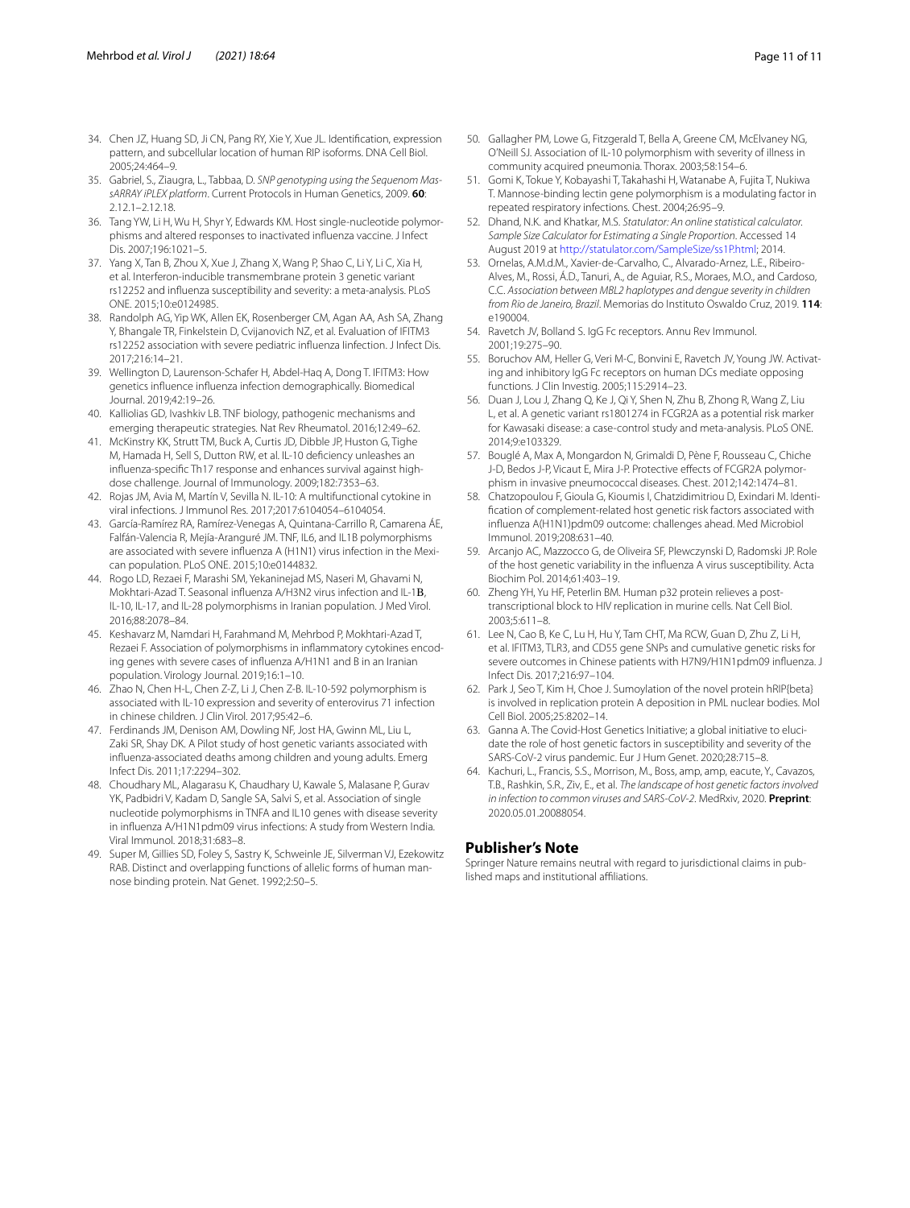34. Chen JZ, Huang SD, Ji CN, Pang RY, Xie Y, Xue JL. Identification, expression pattern, and subcellular location of human RIP isoforms. DNA Cell Biol. 2005;24:464–9.
35. Gabriel, S., Ziaugra, L., Tabbaa, D. *SNP genotyping using the Sequenom MassARRAY iPLEX platform*. Current Protocols in Human Genetics, 2009. **60**: 2.12.1–2.12.18.
36. Tang YW, Li H, Wu H, Shyr Y, Edwards KM. Host single-nucleotide polymorphisms and altered responses to inactivated influenza vaccine. J Infect Dis. 2007;196:1021–5.
37. Yang X, Tan B, Zhou X, Xue J, Zhang X, Wang P, Shao C, Li Y, Li C, Xia H, et al. Interferon-inducible transmembrane protein 3 genetic variant rs12252 and influenza susceptibility and severity: a meta-analysis. PLoS ONE. 2015;10:e0124985.
38. Randolph AG, Yip WK, Allen EK, Rosenberger CM, Agan AA, Ash SA, Zhang Y, Bhangale TR, Finkelstein D, Cvijanovich NZ, et al. Evaluation of IFITM3 rs12252 association with severe pediatric influenza Iinfection. J Infect Dis. 2017;216:14–21.
39. Wellington D, Laurenson-Schafer H, Abdel-Haq A, Dong T. IFITM3: How genetics influence influenza infection demographically. Biomedical Journal. 2019;42:19–26.
40. Kalliolias GD, Ivashkiv LB. TNF biology, pathogenic mechanisms and emerging therapeutic strategies. Nat Rev Rheumatol. 2016;12:49–62.
41. McKinstry KK, Strutt TM, Buck A, Curtis JD, Dibble JP, Huston G, Tighe M, Hamada H, Sell S, Dutton RW, et al. IL-10 deficiency unleashes an influenza-specific Th17 response and enhances survival against high-dose challenge. Journal of Immunology. 2009;182:7353–63.
42. Rojas JM, Avia M, Martín V, Sevilla N. IL-10: A multifunctional cytokine in viral infections. J Immunol Res. 2017;2017:6104054–6104054.
43. García-Ramírez RA, Ramírez-Venegas A, Quintana-Carrillo R, Camarena ÁE, Falfán-Valencia R, Mejía-Aranguré JM. TNF, IL6, and IL1B polymorphisms are associated with severe influenza A (H1N1) virus infection in the Mexican population. PLoS ONE. 2015;10:e0144832.
44. Rogo LD, Rezaei F, Marashi SM, Yekaninejad MS, Naseri M, Ghavami N, Mokhtari-Azad T. Seasonal influenza A/H3N2 virus infection and IL-1**B**, IL-10, IL-17, and IL-28 polymorphisms in Iranian population. J Med Virol. 2016;88:2078–84.
45. Keshavarz M, Namdari H, Farahmand M, Mehrbod P, Mokhtari-Azad T, Rezaei F. Association of polymorphisms in inflammatory cytokines encoding genes with severe cases of influenza A/H1N1 and B in an Iranian population. Virology Journal. 2019;16:1–10.
46. Zhao N, Chen H-L, Chen Z-Z, Li J, Chen Z-B. IL-10-592 polymorphism is associated with IL-10 expression and severity of enterovirus 71 infection in chinese children. J Clin Virol. 2017;95:42–6.
47. Ferdinands JM, Denison AM, Dowling NF, Jost HA, Gwinn ML, Liu L, Zaki SR, Shay DK. A Pilot study of host genetic variants associated with influenza-associated deaths among children and young adults. Emerg Infect Dis. 2011;17:2294–302.
48. Choudhary ML, Alagarasu K, Chaudhary U, Kawale S, Malasane P, Gurav YK, Padbidri V, Kadam D, Sangle SA, Salvi S, et al. Association of single nucleotide polymorphisms in TNFA and IL10 genes with disease severity in influenza A/H1N1pdm09 virus infections: A study from Western India. Viral Immunol. 2018;31:683–8.
49. Super M, Gillies SD, Foley S, Sastry K, Schweinle JE, Silverman VJ, Ezekowitz RAB. Distinct and overlapping functions of allelic forms of human mannose binding protein. Nat Genet. 1992;2:50–5.
50. Gallagher PM, Lowe G, Fitzgerald T, Bella A, Greene CM, McElvaney NG, O'Neill SJ. Association of IL-10 polymorphism with severity of illness in community acquired pneumonia. Thorax. 2003;58:154–6.
51. Gomi K, Tokue Y, Kobayashi T, Takahashi H, Watanabe A, Fujita T, Nukiwa T. Mannose-binding lectin gene polymorphism is a modulating factor in repeated respiratory infections. Chest. 2004;26:95–9.
52. Dhand, N.K. and Khatkar, M.S. *Statulator: An online statistical calculator. Sample Size Calculator for Estimating a Single Proportion*. Accessed 14 August 2019 at http://statulator.com/SampleSize/ss1P.html; 2014.
53. Ornelas, A.M.d.M., Xavier-de-Carvalho, C., Alvarado-Arnez, L.E., Ribeiro-Alves, M., Rossi, Á.D., Tanuri, A., de Aguiar, R.S., Moraes, M.O., and Cardoso, C.C. *Association between MBL2 haplotypes and dengue severity in children from Rio de Janeiro, Brazil*. Memorias do Instituto Oswaldo Cruz, 2019. **114**: e190004.
54. Ravetch JV, Bolland S. IgG Fc receptors. Annu Rev Immunol. 2001;19:275–90.
55. Boruchov AM, Heller G, Veri M-C, Bonvini E, Ravetch JV, Young JW. Activating and inhibitory IgG Fc receptors on human DCs mediate opposing functions. J Clin Investig. 2005;115:2914–23.
56. Duan J, Lou J, Zhang Q, Ke J, Qi Y, Shen N, Zhu B, Zhong R, Wang Z, Liu L, et al. A genetic variant rs1801274 in FCGR2A as a potential risk marker for Kawasaki disease: a case-control study and meta-analysis. PLoS ONE. 2014;9:e103329.
57. Bouglé A, Max A, Mongardon N, Grimaldi D, Pène F, Rousseau C, Chiche J-D, Bedos J-P, Vicaut E, Mira J-P. Protective effects of FCGR2A polymorphism in invasive pneumococcal diseases. Chest. 2012;142:1474–81.
58. Chatzopoulou F, Gioula G, Kioumis I, Chatzidimitriou D, Exindari M. Identification of complement-related host genetic risk factors associated with influenza A(H1N1)pdm09 outcome: challenges ahead. Med Microbiol Immunol. 2019;208:631–40.
59. Arcanjo AC, Mazzocco G, de Oliveira SF, Plewczynski D, Radomski JP. Role of the host genetic variability in the influenza A virus susceptibility. Acta Biochim Pol. 2014;61:403–19.
60. Zheng YH, Yu HF, Peterlin BM. Human p32 protein relieves a post-transcriptional block to HIV replication in murine cells. Nat Cell Biol. 2003;5:611–8.
61. Lee N, Cao B, Ke C, Lu H, Hu Y, Tam CHT, Ma RCW, Guan D, Zhu Z, Li H, et al. IFITM3, TLR3, and CD55 gene SNPs and cumulative genetic risks for severe outcomes in Chinese patients with H7N9/H1N1pdm09 influenza. J Infect Dis. 2017;216:97–104.
62. Park J, Seo T, Kim H, Choe J. Sumoylation of the novel protein hRIP{beta} is involved in replication protein A deposition in PML nuclear bodies. Mol Cell Biol. 2005;25:8202–14.
63. Ganna A. The Covid-Host Genetics Initiative; a global initiative to elucidate the role of host genetic factors in susceptibility and severity of the SARS-CoV-2 virus pandemic. Eur J Hum Genet. 2020;28:715–8.
64. Kachuri, L., Francis, S.S., Morrison, M., Boss, amp, amp, eacute, Y., Cavazos, T.B., Rashkin, S.R., Ziv, E., et al. *The landscape of host genetic factors involved in infection to common viruses and SARS-CoV-2*. MedRxiv, 2020. **Preprint**: 2020.05.01.20088054.

## Publisher's Note

Springer Nature remains neutral with regard to jurisdictional claims in published maps and institutional affiliations.